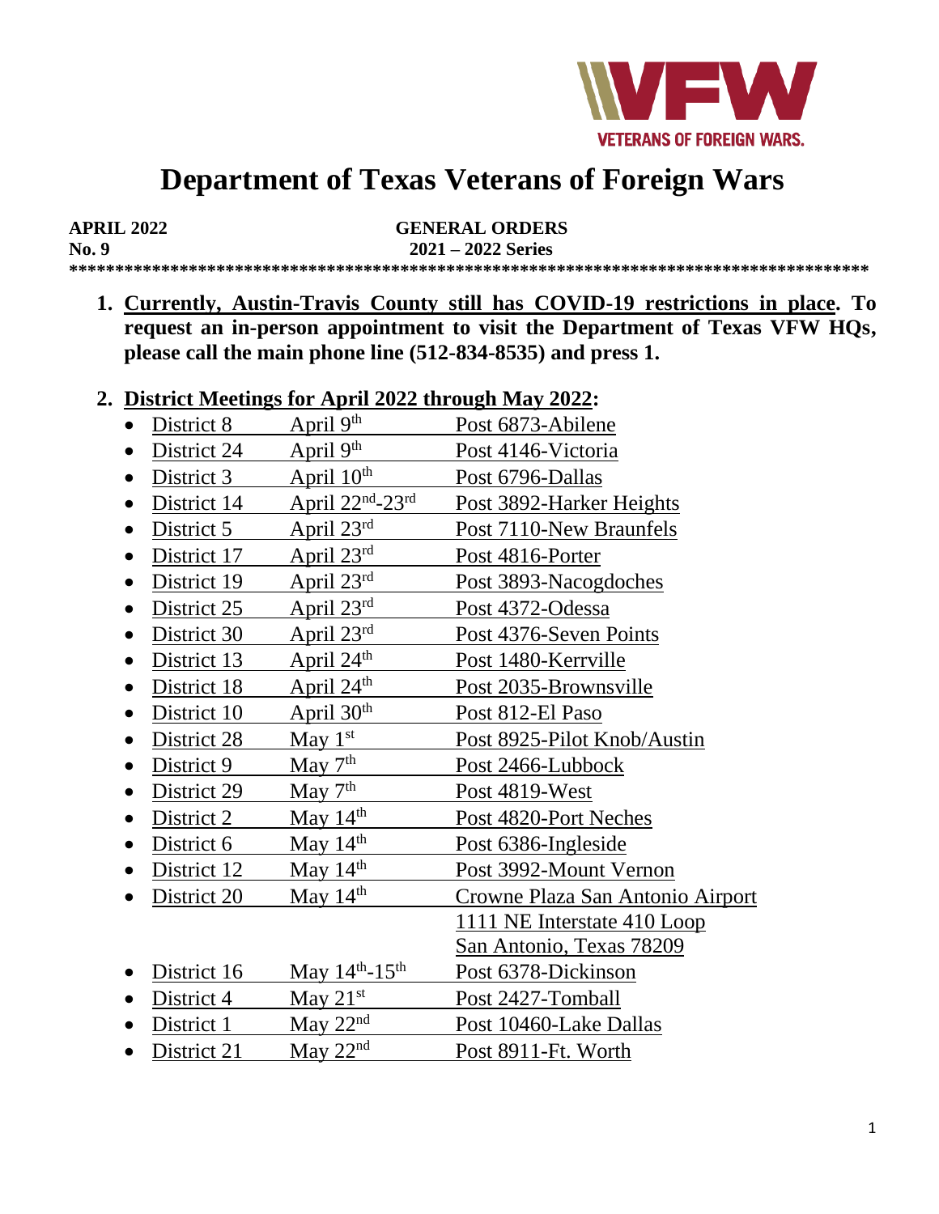# Department of Texas Veterans of Foreign Wars

**APRIL 2022** **GENERAL ORDERS**
**No. 9** **2021 – 2022 Series**

****************************************************************************************

1. **Currently, Austin-Travis County still has COVID-19 restrictions in place. To request an in-person appointment to visit the Department of Texas VFW HQs, please call the main phone line (512-834-8535) and press 1.**

2. **District Meetings for April 2022 through May 2022:**
   - District 8 — April 9th — Post 6873-Abilene
   - District 24 — April 9th — Post 4146-Victoria
   - District 3 — April 10th — Post 6796-Dallas
   - District 14 — April 22nd-23rd — Post 3892-Harker Heights
   - District 5 — April 23rd — Post 7110-New Braunfels
   - District 17 — April 23rd — Post 4816-Porter
   - District 19 — April 23rd — Post 3893-Nacogdoches
   - District 25 — April 23rd — Post 4372-Odessa
   - District 30 — April 23rd — Post 4376-Seven Points
   - District 13 — April 24th — Post 1480-Kerrville
   - District 18 — April 24th — Post 2035-Brownsville
   - District 10 — April 30th — Post 812-El Paso
   - District 28 — May 1st — Post 8925-Pilot Knob/Austin
   - District 9 — May 7th — Post 2466-Lubbock
   - District 29 — May 7th — Post 4819-West
   - District 2 — May 14th — Post 4820-Port Neches
   - District 6 — May 14th — Post 6386-Ingleside
   - District 12 — May 14th — Post 3992-Mount Vernon
   - District 20 — May 14th — Crowne Plaza San Antonio Airport, 1111 NE Interstate 410 Loop, San Antonio, Texas 78209
   - District 16 — May 14th-15th — Post 6378-Dickinson
   - District 4 — May 21st — Post 2427-Tomball
   - District 1 — May 22nd — Post 10460-Lake Dallas
   - District 21 — May 22nd — Post 8911-Ft. Worth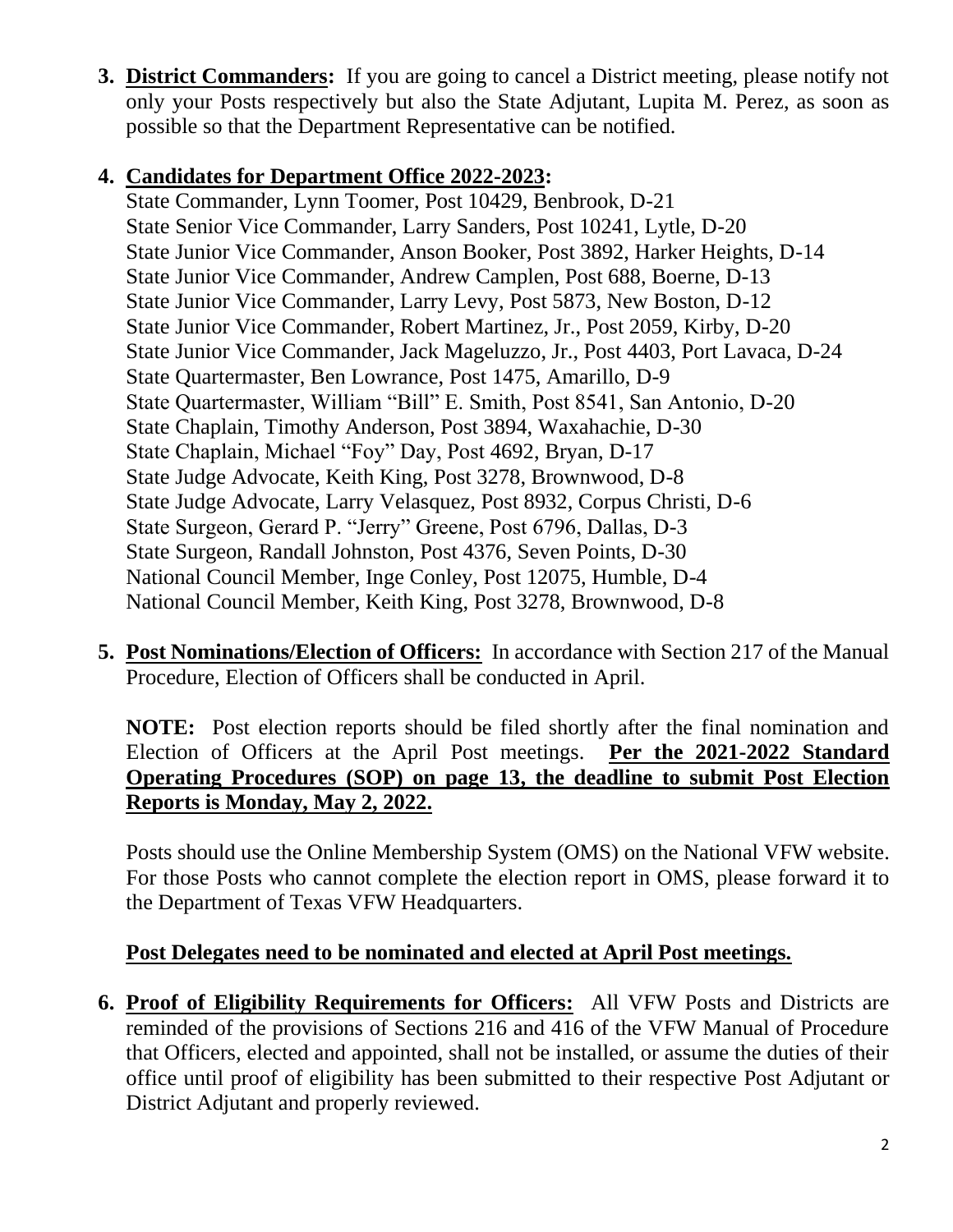3. **<u>District Commanders</u>:** If you are going to cancel a District meeting, please notify not only your Posts respectively but also the State Adjutant, Lupita M. Perez, as soon as possible so that the Department Representative can be notified.

4. **<u>Candidates for Department Office 2022-2023</u>:**
   State Commander, Lynn Toomer, Post 10429, Benbrook, D-21
   State Senior Vice Commander, Larry Sanders, Post 10241, Lytle, D-20
   State Junior Vice Commander, Anson Booker, Post 3892, Harker Heights, D-14
   State Junior Vice Commander, Andrew Camplen, Post 688, Boerne, D-13
   State Junior Vice Commander, Larry Levy, Post 5873, New Boston, D-12
   State Junior Vice Commander, Robert Martinez, Jr., Post 2059, Kirby, D-20
   State Junior Vice Commander, Jack Mageluzzo, Jr., Post 4403, Port Lavaca, D-24
   State Quartermaster, Ben Lowrance, Post 1475, Amarillo, D-9
   State Quartermaster, William "Bill" E. Smith, Post 8541, San Antonio, D-20
   State Chaplain, Timothy Anderson, Post 3894, Waxahachie, D-30
   State Chaplain, Michael "Foy" Day, Post 4692, Bryan, D-17
   State Judge Advocate, Keith King, Post 3278, Brownwood, D-8
   State Judge Advocate, Larry Velasquez, Post 8932, Corpus Christi, D-6
   State Surgeon, Gerard P. "Jerry" Greene, Post 6796, Dallas, D-3
   State Surgeon, Randall Johnston, Post 4376, Seven Points, D-30
   National Council Member, Inge Conley, Post 12075, Humble, D-4
   National Council Member, Keith King, Post 3278, Brownwood, D-8

5. **<u>Post Nominations/Election of Officers:</u>** In accordance with Section 217 of the Manual Procedure, Election of Officers shall be conducted in April.

   **NOTE:** Post election reports should be filed shortly after the final nomination and Election of Officers at the April Post meetings. **<u>Per the 2021-2022 Standard Operating Procedures (SOP) on page 13, the deadline to submit Post Election Reports is Monday, May 2, 2022.</u>**

   Posts should use the Online Membership System (OMS) on the National VFW website. For those Posts who cannot complete the election report in OMS, please forward it to the Department of Texas VFW Headquarters.

   **<u>Post Delegates need to be nominated and elected at April Post meetings.</u>**

6. **<u>Proof of Eligibility Requirements for Officers:</u>** All VFW Posts and Districts are reminded of the provisions of Sections 216 and 416 of the VFW Manual of Procedure that Officers, elected and appointed, shall not be installed, or assume the duties of their office until proof of eligibility has been submitted to their respective Post Adjutant or District Adjutant and properly reviewed.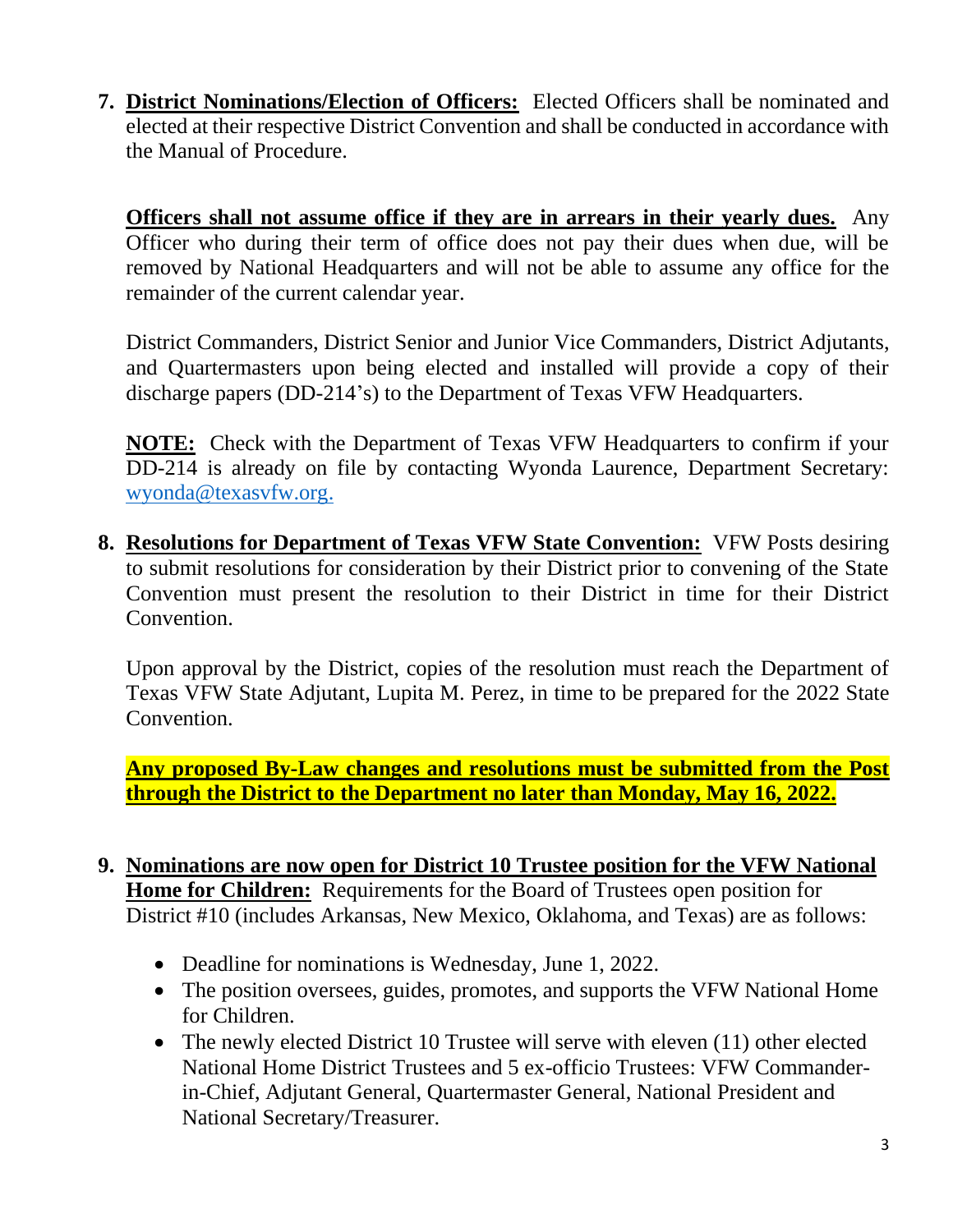7. **District Nominations/Election of Officers:** Elected Officers shall be nominated and elected at their respective District Convention and shall be conducted in accordance with the Manual of Procedure.

   **Officers shall not assume office if they are in arrears in their yearly dues.** Any Officer who during their term of office does not pay their dues when due, will be removed by National Headquarters and will not be able to assume any office for the remainder of the current calendar year.

   District Commanders, District Senior and Junior Vice Commanders, District Adjutants, and Quartermasters upon being elected and installed will provide a copy of their discharge papers (DD-214's) to the Department of Texas VFW Headquarters.

   **NOTE:** Check with the Department of Texas VFW Headquarters to confirm if your DD-214 is already on file by contacting Wyonda Laurence, Department Secretary: wyonda@texasvfw.org.

8. **Resolutions for Department of Texas VFW State Convention:** VFW Posts desiring to submit resolutions for consideration by their District prior to convening of the State Convention must present the resolution to their District in time for their District Convention.

   Upon approval by the District, copies of the resolution must reach the Department of Texas VFW State Adjutant, Lupita M. Perez, in time to be prepared for the 2022 State Convention.

   **Any proposed By-Law changes and resolutions must be submitted from the Post through the District to the Department no later than Monday, May 16, 2022.**

9. **Nominations are now open for District 10 Trustee position for the VFW National Home for Children:** Requirements for the Board of Trustees open position for District #10 (includes Arkansas, New Mexico, Oklahoma, and Texas) are as follows:

   - Deadline for nominations is Wednesday, June 1, 2022.
   - The position oversees, guides, promotes, and supports the VFW National Home for Children.
   - The newly elected District 10 Trustee will serve with eleven (11) other elected National Home District Trustees and 5 ex-officio Trustees: VFW Commander-in-Chief, Adjutant General, Quartermaster General, National President and National Secretary/Treasurer.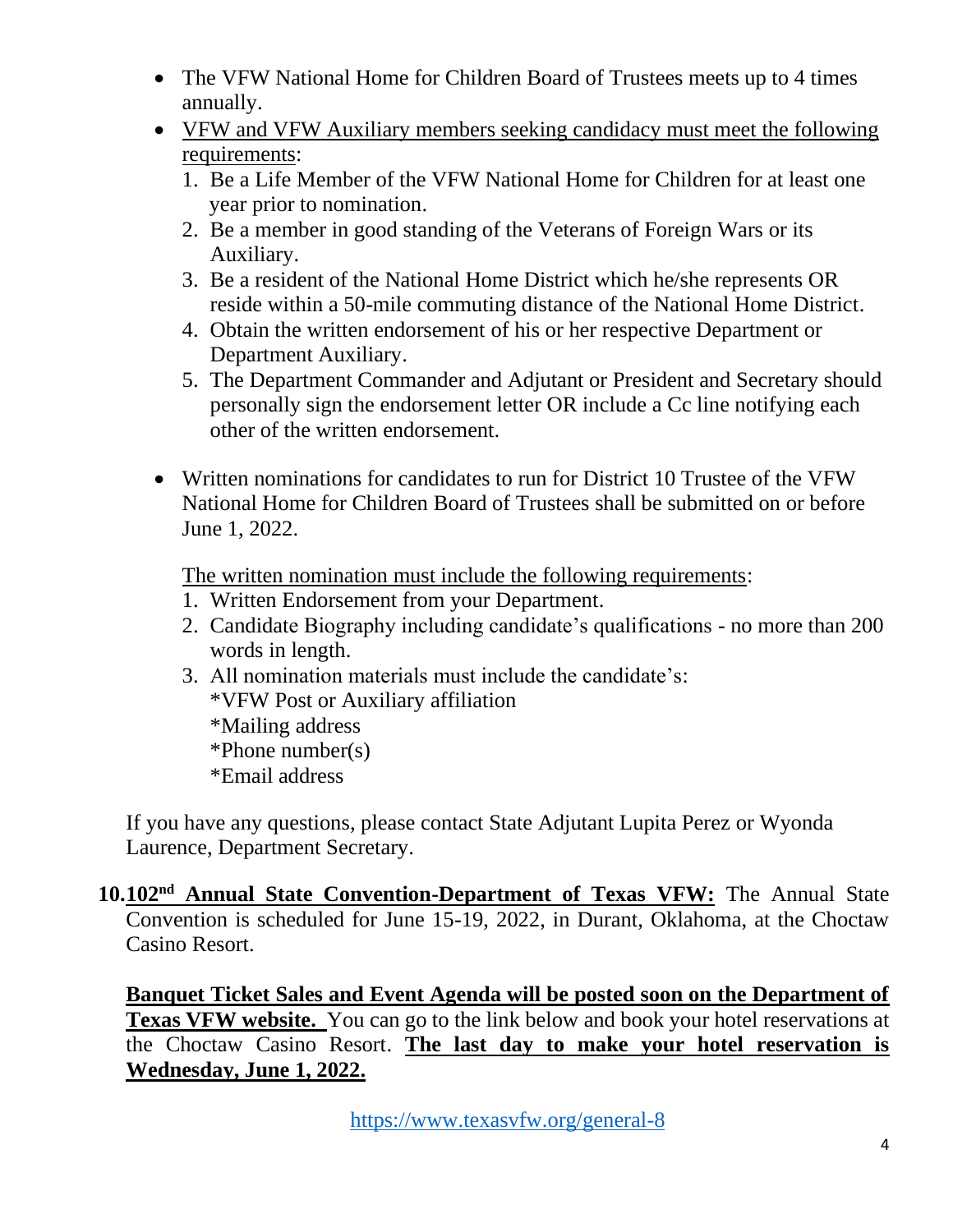- The VFW National Home for Children Board of Trustees meets up to 4 times annually.
- VFW and VFW Auxiliary members seeking candidacy must meet the following requirements:
  1. Be a Life Member of the VFW National Home for Children for at least one year prior to nomination.
  2. Be a member in good standing of the Veterans of Foreign Wars or its Auxiliary.
  3. Be a resident of the National Home District which he/she represents OR reside within a 50-mile commuting distance of the National Home District.
  4. Obtain the written endorsement of his or her respective Department or Department Auxiliary.
  5. The Department Commander and Adjutant or President and Secretary should personally sign the endorsement letter OR include a Cc line notifying each other of the written endorsement.

- Written nominations for candidates to run for District 10 Trustee of the VFW National Home for Children Board of Trustees shall be submitted on or before June 1, 2022.

  The written nomination must include the following requirements:
  1. Written Endorsement from your Department.
  2. Candidate Biography including candidate's qualifications - no more than 200 words in length.
  3. All nomination materials must include the candidate's:
     *VFW Post or Auxiliary affiliation
     *Mailing address
     *Phone number(s)
     *Email address

If you have any questions, please contact State Adjutant Lupita Perez or Wyonda Laurence, Department Secretary.

10. **102nd Annual State Convention-Department of Texas VFW:** The Annual State Convention is scheduled for June 15-19, 2022, in Durant, Oklahoma, at the Choctaw Casino Resort.

    **Banquet Ticket Sales and Event Agenda will be posted soon on the Department of Texas VFW website.** You can go to the link below and book your hotel reservations at the Choctaw Casino Resort. **The last day to make your hotel reservation is Wednesday, June 1, 2022.**

    https://www.texasvfw.org/general-8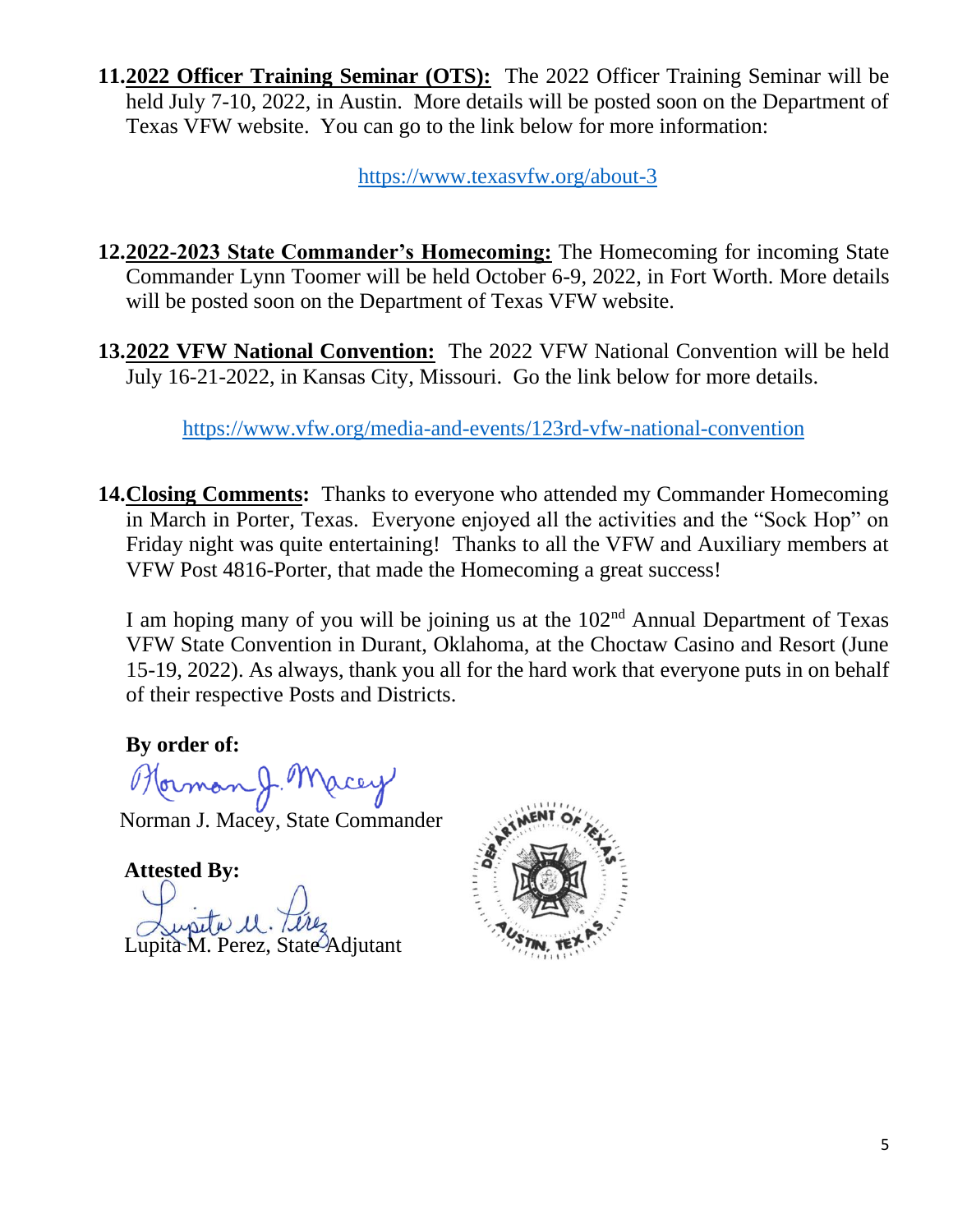11. **2022 Officer Training Seminar (OTS):** The 2022 Officer Training Seminar will be held July 7-10, 2022, in Austin. More details will be posted soon on the Department of Texas VFW website. You can go to the link below for more information:

    https://www.texasvfw.org/about-3

12. **2022-2023 State Commander's Homecoming:** The Homecoming for incoming State Commander Lynn Toomer will be held October 6-9, 2022, in Fort Worth. More details will be posted soon on the Department of Texas VFW website.

13. **2022 VFW National Convention:** The 2022 VFW National Convention will be held July 16-21-2022, in Kansas City, Missouri. Go the link below for more details.

    https://www.vfw.org/media-and-events/123rd-vfw-national-convention

14. **Closing Comments:** Thanks to everyone who attended my Commander Homecoming in March in Porter, Texas. Everyone enjoyed all the activities and the "Sock Hop" on Friday night was quite entertaining! Thanks to all the VFW and Auxiliary members at VFW Post 4816-Porter, that made the Homecoming a great success!

    I am hoping many of you will be joining us at the 102nd Annual Department of Texas VFW State Convention in Durant, Oklahoma, at the Choctaw Casino and Resort (June 15-19, 2022). As always, thank you all for the hard work that everyone puts in on behalf of their respective Posts and Districts.

**By order of:**

Norman J. Macey

Norman J. Macey, State Commander

**Attested By:**

Lupita M. Perez

Lupita M. Perez, State Adjutant

DEPARTMENT OF TEXAS

AUSTIN, TEXAS